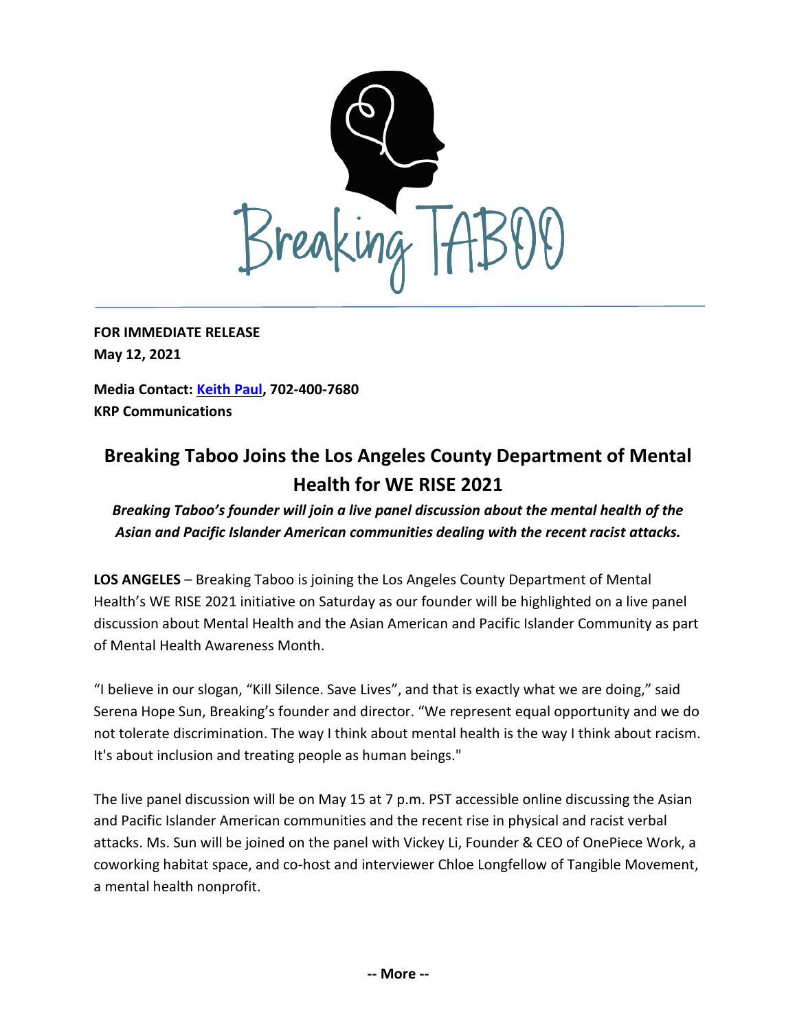**FOR IMMEDIATE RELEASE**
**May 12, 2021**

**Media Contact: Keith Paul, 702-400-7680**
**KRP Communications**

# Breaking Taboo Joins the Los Angeles County Department of Mental Health for WE RISE 2021

***Breaking Taboo's founder will join a live panel discussion about the mental health of the Asian and Pacific Islander American communities dealing with the recent racist attacks.***

**LOS ANGELES** – Breaking Taboo is joining the Los Angeles County Department of Mental Health's WE RISE 2021 initiative on Saturday as our founder will be highlighted on a live panel discussion about Mental Health and the Asian American and Pacific Islander Community as part of Mental Health Awareness Month.

"I believe in our slogan, "Kill Silence. Save Lives", and that is exactly what we are doing," said Serena Hope Sun, Breaking's founder and director. "We represent equal opportunity and we do not tolerate discrimination. The way I think about mental health is the way I think about racism. It's about inclusion and treating people as human beings."

The live panel discussion will be on May 15 at 7 p.m. PST accessible online discussing the Asian and Pacific Islander American communities and the recent rise in physical and racist verbal attacks. Ms. Sun will be joined on the panel with Vickey Li, Founder & CEO of OnePiece Work, a coworking habitat space, and co-host and interviewer Chloe Longfellow of Tangible Movement, a mental health nonprofit.

**-- More --**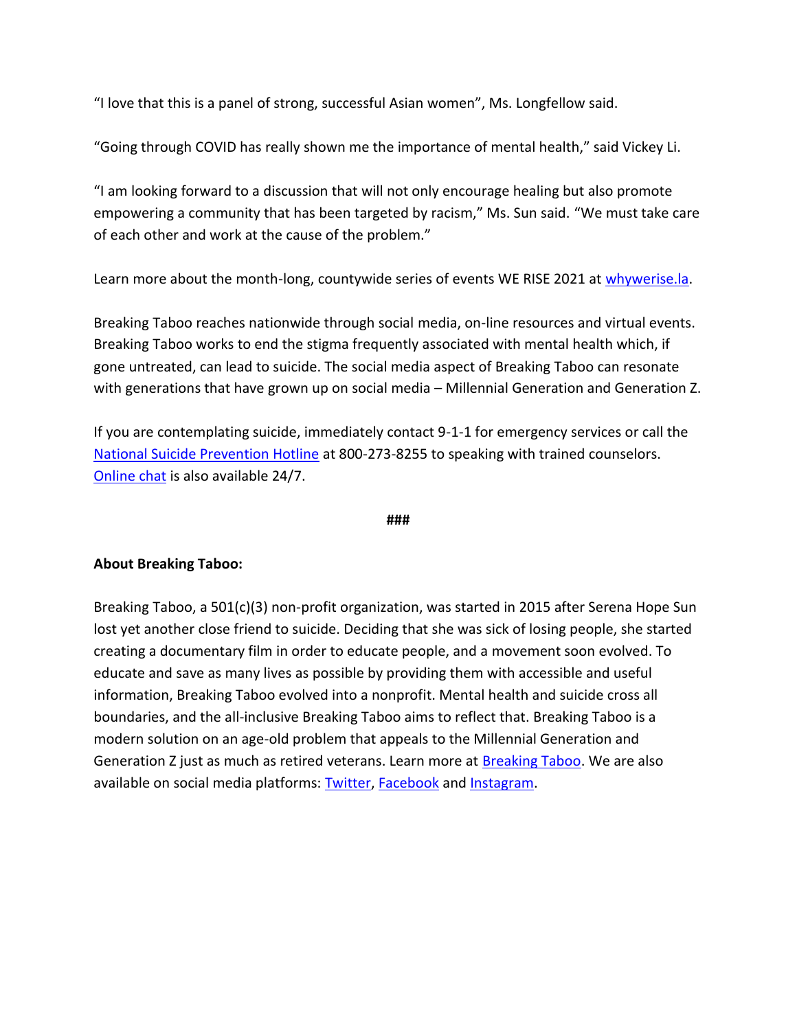"I love that this is a panel of strong, successful Asian women", Ms. Longfellow said.

"Going through COVID has really shown me the importance of mental health," said Vickey Li.

"I am looking forward to a discussion that will not only encourage healing but also promote empowering a community that has been targeted by racism," Ms. Sun said. "We must take care of each other and work at the cause of the problem."

Learn more about the month-long, countywide series of events WE RISE 2021 at whywerise.la.

Breaking Taboo reaches nationwide through social media, on-line resources and virtual events. Breaking Taboo works to end the stigma frequently associated with mental health which, if gone untreated, can lead to suicide. The social media aspect of Breaking Taboo can resonate with generations that have grown up on social media – Millennial Generation and Generation Z.

If you are contemplating suicide, immediately contact 9-1-1 for emergency services or call the National Suicide Prevention Hotline at 800-273-8255 to speaking with trained counselors. Online chat is also available 24/7.

**###**

**About Breaking Taboo:**

Breaking Taboo, a 501(c)(3) non-profit organization, was started in 2015 after Serena Hope Sun lost yet another close friend to suicide. Deciding that she was sick of losing people, she started creating a documentary film in order to educate people, and a movement soon evolved. To educate and save as many lives as possible by providing them with accessible and useful information, Breaking Taboo evolved into a nonprofit. Mental health and suicide cross all boundaries, and the all-inclusive Breaking Taboo aims to reflect that. Breaking Taboo is a modern solution on an age-old problem that appeals to the Millennial Generation and Generation Z just as much as retired veterans. Learn more at Breaking Taboo. We are also available on social media platforms: Twitter, Facebook and Instagram.